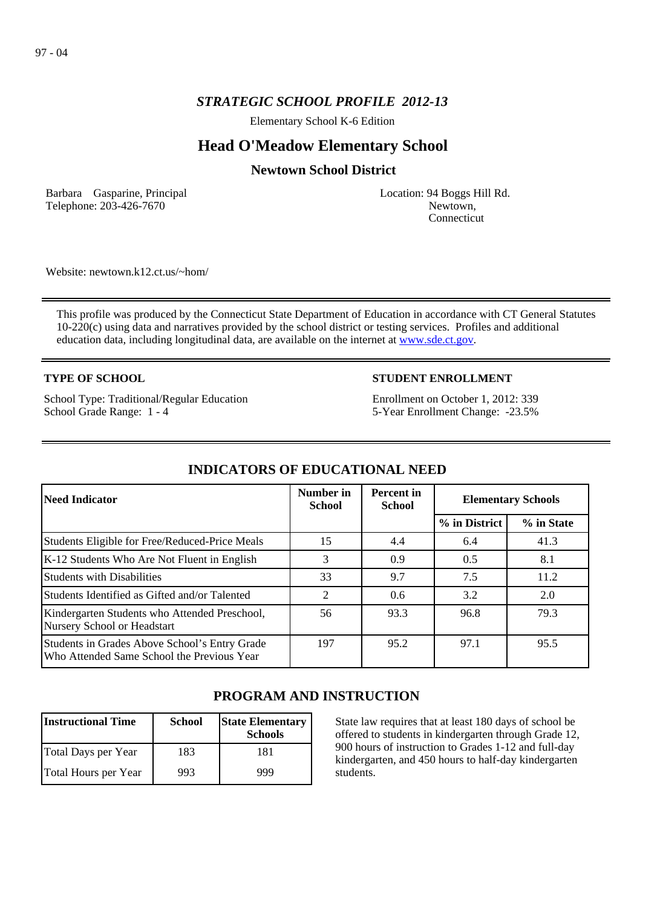97 - 04

## *STRATEGIC SCHOOL PROFILE 2012-13*

Elementary School K-6 Edition

# Head O'Meadow Elementary School

## Newtown School District

Barbara Gasparine, Principal
Telephone: 203-426-7670

Location: 94 Boggs Hill Rd.
Newtown,
Connecticut

Website: newtown.k12.ct.us/~hom/

This profile was produced by the Connecticut State Department of Education in accordance with CT General Statutes 10-220(c) using data and narratives provided by the school district or testing services. Profiles and additional education data, including longitudinal data, are available on the internet at www.sde.ct.gov.

**TYPE OF SCHOOL**

School Type: Traditional/Regular Education
School Grade Range: 1 - 4

**STUDENT ENROLLMENT**

Enrollment on October 1, 2012: 339
5-Year Enrollment Change: -23.5%

## INDICATORS OF EDUCATIONAL NEED

| Need Indicator | Number in School | Percent in School | Elementary Schools | |
|---|---|---|---|---|
| | | | % in District | % in State |
| Students Eligible for Free/Reduced-Price Meals | 15 | 4.4 | 6.4 | 41.3 |
| K-12 Students Who Are Not Fluent in English | 3 | 0.9 | 0.5 | 8.1 |
| Students with Disabilities | 33 | 9.7 | 7.5 | 11.2 |
| Students Identified as Gifted and/or Talented | 2 | 0.6 | 3.2 | 2.0 |
| Kindergarten Students who Attended Preschool, Nursery School or Headstart | 56 | 93.3 | 96.8 | 79.3 |
| Students in Grades Above School's Entry Grade Who Attended Same School the Previous Year | 197 | 95.2 | 97.1 | 95.5 |

## PROGRAM AND INSTRUCTION

| Instructional Time | School | State Elementary Schools |
|---|---|---|
| Total Days per Year | 183 | 181 |
| Total Hours per Year | 993 | 999 |

State law requires that at least 180 days of school be offered to students in kindergarten through Grade 12, 900 hours of instruction to Grades 1-12 and full-day kindergarten, and 450 hours to half-day kindergarten students.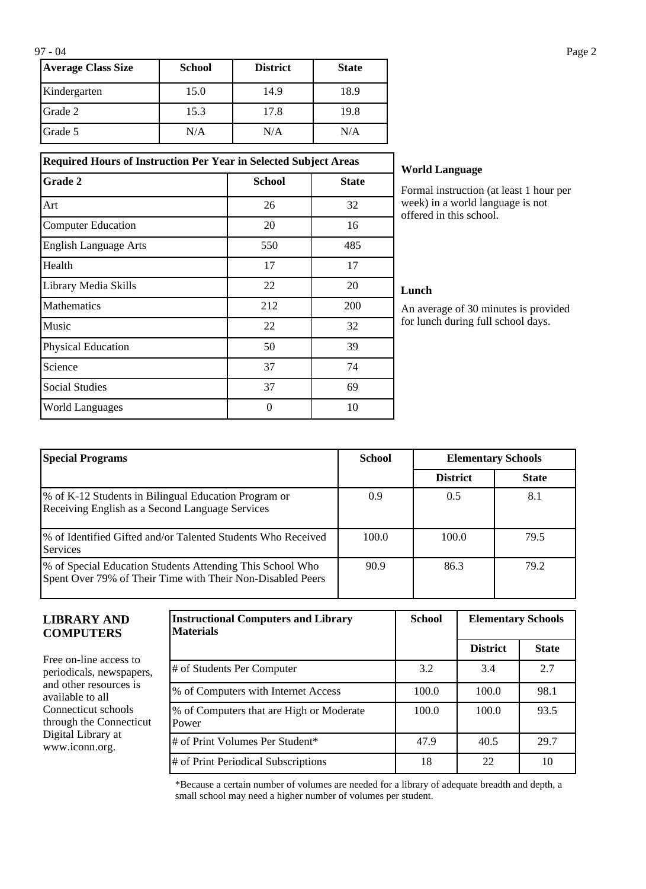| Average Class Size | School | District | State |
|---|---|---|---|
| Kindergarten | 15.0 | 14.9 | 18.9 |
| Grade 2 | 15.3 | 17.8 | 19.8 |
| Grade 5 | N/A | N/A | N/A |

| Required Hours of Instruction Per Year in Selected Subject Areas | | |
|---|---|---|
| **Grade 2** | **School** | **State** |
| Art | 26 | 32 |
| Computer Education | 20 | 16 |
| English Language Arts | 550 | 485 |
| Health | 17 | 17 |
| Library Media Skills | 22 | 20 |
| Mathematics | 212 | 200 |
| Music | 22 | 32 |
| Physical Education | 50 | 39 |
| Science | 37 | 74 |
| Social Studies | 37 | 69 |
| World Languages | 0 | 10 |

**World Language**

Formal instruction (at least 1 hour per week) in a world language is not offered in this school.

**Lunch**

An average of 30 minutes is provided for lunch during full school days.

| Special Programs | School | Elementary Schools | |
|---|---|---|---|
| | | District | State |
| % of K-12 Students in Bilingual Education Program or Receiving English as a Second Language Services | 0.9 | 0.5 | 8.1 |
| % of Identified Gifted and/or Talented Students Who Received Services | 100.0 | 100.0 | 79.5 |
| % of Special Education Students Attending This School Who Spent Over 79% of Their Time with Their Non-Disabled Peers | 90.9 | 86.3 | 79.2 |

## LIBRARY AND COMPUTERS

Free on-line access to periodicals, newspapers, and other resources is available to all Connecticut schools through the Connecticut Digital Library at www.iconn.org.

| Instructional Computers and Library Materials | School | Elementary Schools | |
|---|---|---|---|
| | | District | State |
| # of Students Per Computer | 3.2 | 3.4 | 2.7 |
| % of Computers with Internet Access | 100.0 | 100.0 | 98.1 |
| % of Computers that are High or Moderate Power | 100.0 | 100.0 | 93.5 |
| # of Print Volumes Per Student* | 47.9 | 40.5 | 29.7 |
| # of Print Periodical Subscriptions | 18 | 22 | 10 |

*Because a certain number of volumes are needed for a library of adequate breadth and depth, a small school may need a higher number of volumes per student.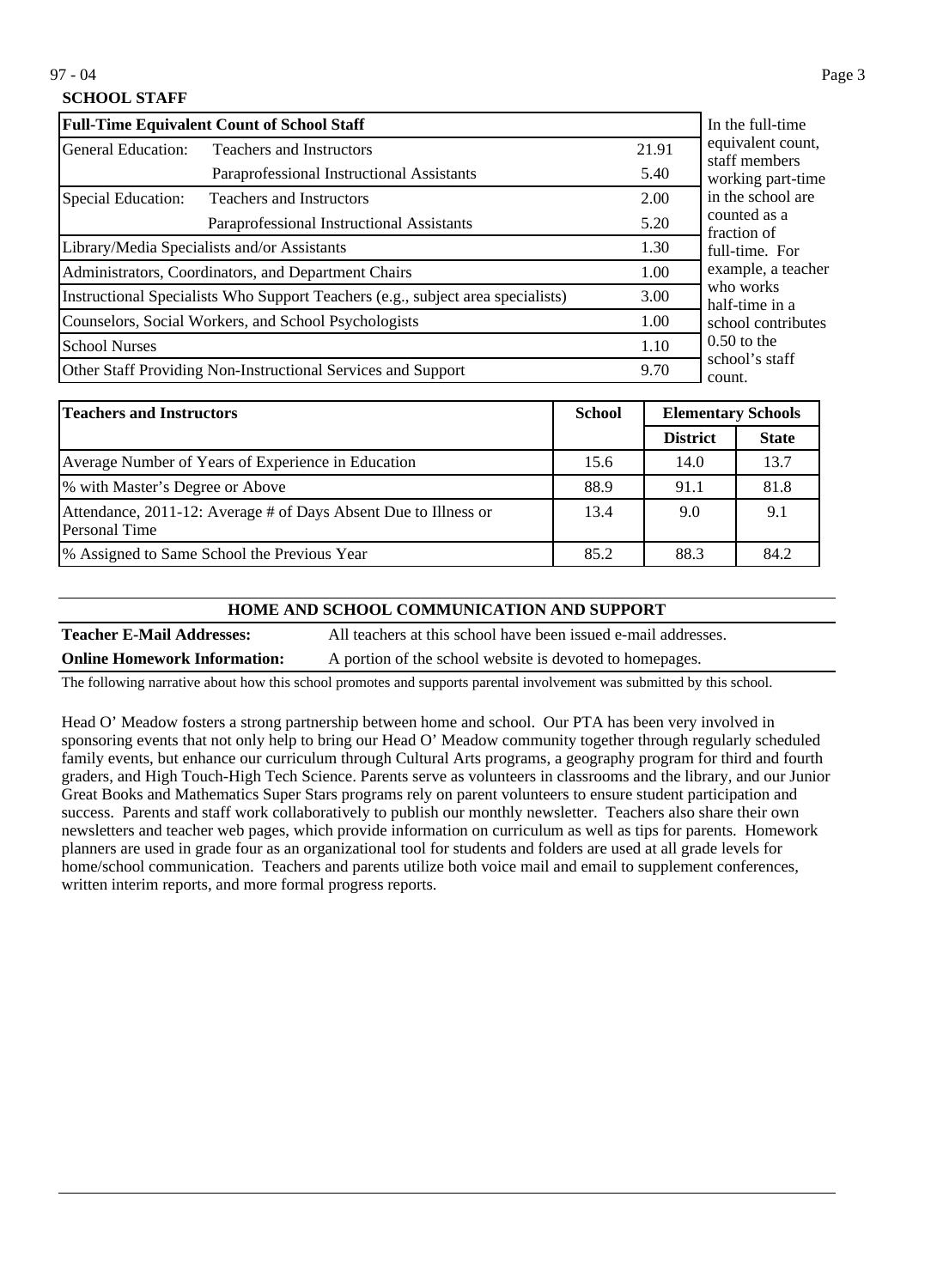## SCHOOL STAFF

| Full-Time Equivalent Count of School Staff | | |
|---|---|---|
| General Education: | Teachers and Instructors | 21.91 |
| | Paraprofessional Instructional Assistants | 5.40 |
| Special Education: | Teachers and Instructors | 2.00 |
| | Paraprofessional Instructional Assistants | 5.20 |
| Library/Media Specialists and/or Assistants | | 1.30 |
| Administrators, Coordinators, and Department Chairs | | 1.00 |
| Instructional Specialists Who Support Teachers (e.g., subject area specialists) | | 3.00 |
| Counselors, Social Workers, and School Psychologists | | 1.00 |
| School Nurses | | 1.10 |
| Other Staff Providing Non-Instructional Services and Support | | 9.70 |

In the full-time equivalent count, staff members working part-time in the school are counted as a fraction of full-time. For example, a teacher who works half-time in a school contributes 0.50 to the school's staff count.

| Teachers and Instructors | School | Elementary Schools | |
|---|---|---|---|
| | | District | State |
| Average Number of Years of Experience in Education | 15.6 | 14.0 | 13.7 |
| % with Master's Degree or Above | 88.9 | 91.1 | 81.8 |
| Attendance, 2011-12: Average # of Days Absent Due to Illness or Personal Time | 13.4 | 9.0 | 9.1 |
| % Assigned to Same School the Previous Year | 85.2 | 88.3 | 84.2 |

## HOME AND SCHOOL COMMUNICATION AND SUPPORT

**Teacher E-Mail Addresses:** All teachers at this school have been issued e-mail addresses.

**Online Homework Information:** A portion of the school website is devoted to homepages.

The following narrative about how this school promotes and supports parental involvement was submitted by this school.

Head O' Meadow fosters a strong partnership between home and school. Our PTA has been very involved in sponsoring events that not only help to bring our Head O' Meadow community together through regularly scheduled family events, but enhance our curriculum through Cultural Arts programs, a geography program for third and fourth graders, and High Touch-High Tech Science. Parents serve as volunteers in classrooms and the library, and our Junior Great Books and Mathematics Super Stars programs rely on parent volunteers to ensure student participation and success. Parents and staff work collaboratively to publish our monthly newsletter. Teachers also share their own newsletters and teacher web pages, which provide information on curriculum as well as tips for parents. Homework planners are used in grade four as an organizational tool for students and folders are used at all grade levels for home/school communication. Teachers and parents utilize both voice mail and email to supplement conferences, written interim reports, and more formal progress reports.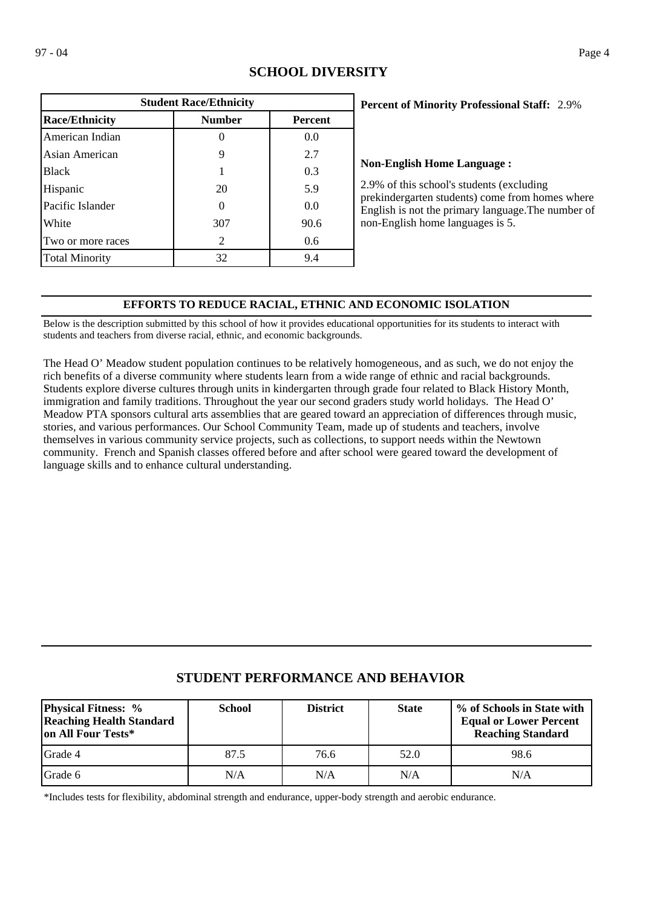## SCHOOL DIVERSITY

| Student Race/Ethnicity | | |
|---|---|---|
| **Race/Ethnicity** | **Number** | **Percent** |
| American Indian | 0 | 0.0 |
| Asian American | 9 | 2.7 |
| Black | 1 | 0.3 |
| Hispanic | 20 | 5.9 |
| Pacific Islander | 0 | 0.0 |
| White | 307 | 90.6 |
| Two or more races | 2 | 0.6 |
| Total Minority | 32 | 9.4 |

**Percent of Minority Professional Staff:** 2.9%

**Non-English Home Language :**

2.9% of this school's students (excluding prekindergarten students) come from homes where English is not the primary language.The number of non-English home languages is 5.

### EFFORTS TO REDUCE RACIAL, ETHNIC AND ECONOMIC ISOLATION

Below is the description submitted by this school of how it provides educational opportunities for its students to interact with students and teachers from diverse racial, ethnic, and economic backgrounds.

The Head O' Meadow student population continues to be relatively homogeneous, and as such, we do not enjoy the rich benefits of a diverse community where students learn from a wide range of ethnic and racial backgrounds. Students explore diverse cultures through units in kindergarten through grade four related to Black History Month, immigration and family traditions. Throughout the year our second graders study world holidays. The Head O' Meadow PTA sponsors cultural arts assemblies that are geared toward an appreciation of differences through music, stories, and various performances. Our School Community Team, made up of students and teachers, involve themselves in various community service projects, such as collections, to support needs within the Newtown community. French and Spanish classes offered before and after school were geared toward the development of language skills and to enhance cultural understanding.

## STUDENT PERFORMANCE AND BEHAVIOR

| Physical Fitness: % Reaching Health Standard on All Four Tests* | School | District | State | % of Schools in State with Equal or Lower Percent Reaching Standard |
|---|---|---|---|---|
| Grade 4 | 87.5 | 76.6 | 52.0 | 98.6 |
| Grade 6 | N/A | N/A | N/A | N/A |

*Includes tests for flexibility, abdominal strength and endurance, upper-body strength and aerobic endurance.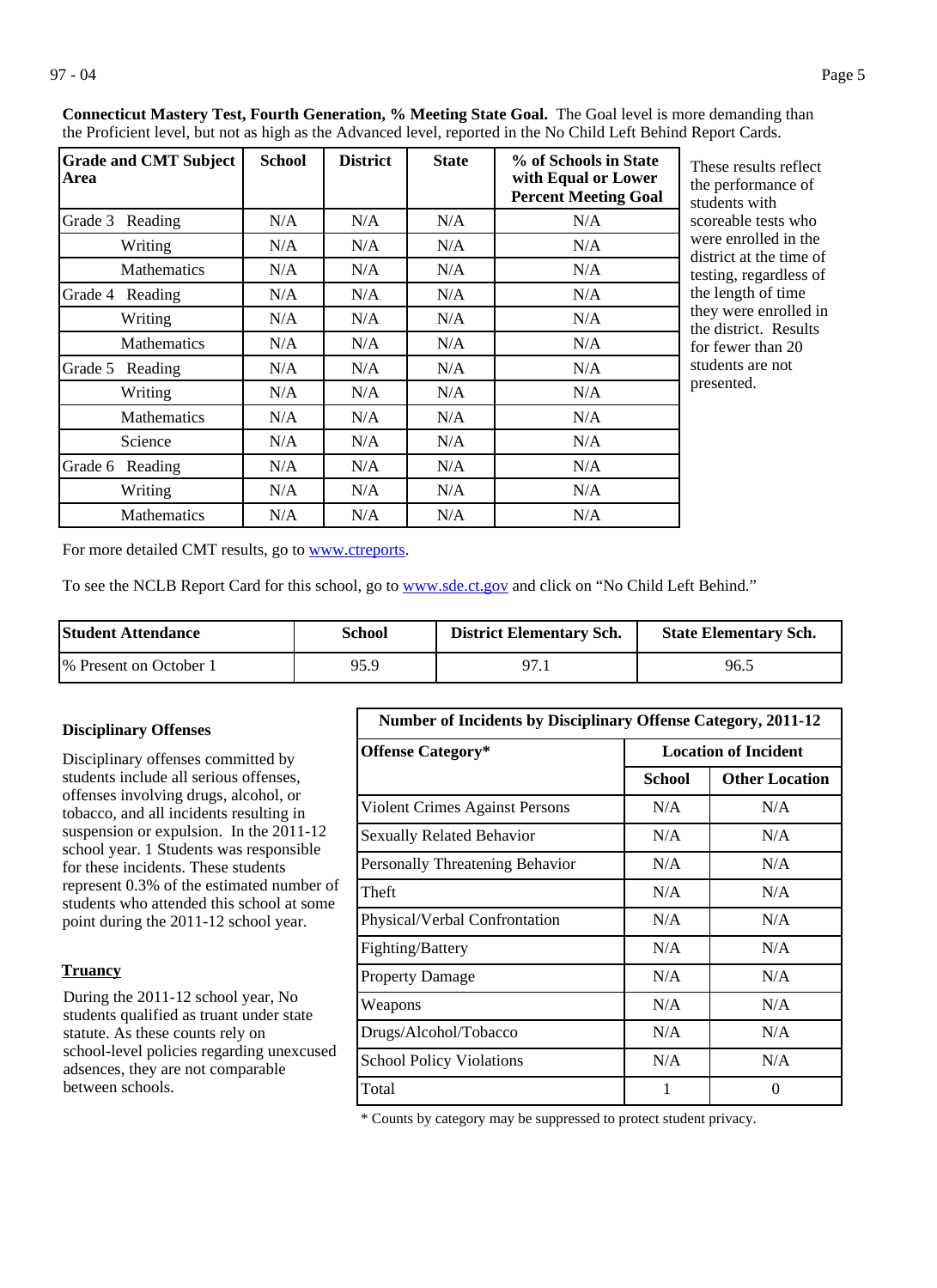**Connecticut Mastery Test, Fourth Generation, % Meeting State Goal.** The Goal level is more demanding than the Proficient level, but not as high as the Advanced level, reported in the No Child Left Behind Report Cards.

| Grade and CMT Subject Area | | School | District | State | % of Schools in State with Equal or Lower Percent Meeting Goal |
|---|---|---|---|---|---|
| Grade 3 | Reading | N/A | N/A | N/A | N/A |
| | Writing | N/A | N/A | N/A | N/A |
| | Mathematics | N/A | N/A | N/A | N/A |
| Grade 4 | Reading | N/A | N/A | N/A | N/A |
| | Writing | N/A | N/A | N/A | N/A |
| | Mathematics | N/A | N/A | N/A | N/A |
| Grade 5 | Reading | N/A | N/A | N/A | N/A |
| | Writing | N/A | N/A | N/A | N/A |
| | Mathematics | N/A | N/A | N/A | N/A |
| | Science | N/A | N/A | N/A | N/A |
| Grade 6 | Reading | N/A | N/A | N/A | N/A |
| | Writing | N/A | N/A | N/A | N/A |
| | Mathematics | N/A | N/A | N/A | N/A |

These results reflect the performance of students with scoreable tests who were enrolled in the district at the time of testing, regardless of the length of time they were enrolled in the district. Results for fewer than 20 students are not presented.

For more detailed CMT results, go to www.ctreports.

To see the NCLB Report Card for this school, go to www.sde.ct.gov and click on "No Child Left Behind."

| Student Attendance | School | District Elementary Sch. | State Elementary Sch. |
|---|---|---|---|
| % Present on October 1 | 95.9 | 97.1 | 96.5 |

**Disciplinary Offenses**

Disciplinary offenses committed by students include all serious offenses, offenses involving drugs, alcohol, or tobacco, and all incidents resulting in suspension or expulsion. In the 2011-12 school year, 1 Students was responsible for these incidents. These students represent 0.3% of the estimated number of students who attended this school at some point during the 2011-12 school year.

**Truancy**

During the 2011-12 school year, No students qualified as truant under state statute. As these counts rely on school-level policies regarding unexcused adsences, they are not comparable between schools.

| Number of Incidents by Disciplinary Offense Category, 2011-12 | | |
|---|---|---|
| Offense Category* | Location of Incident | |
| | School | Other Location |
| Violent Crimes Against Persons | N/A | N/A |
| Sexually Related Behavior | N/A | N/A |
| Personally Threatening Behavior | N/A | N/A |
| Theft | N/A | N/A |
| Physical/Verbal Confrontation | N/A | N/A |
| Fighting/Battery | N/A | N/A |
| Property Damage | N/A | N/A |
| Weapons | N/A | N/A |
| Drugs/Alcohol/Tobacco | N/A | N/A |
| School Policy Violations | N/A | N/A |
| Total | 1 | 0 |

* Counts by category may be suppressed to protect student privacy.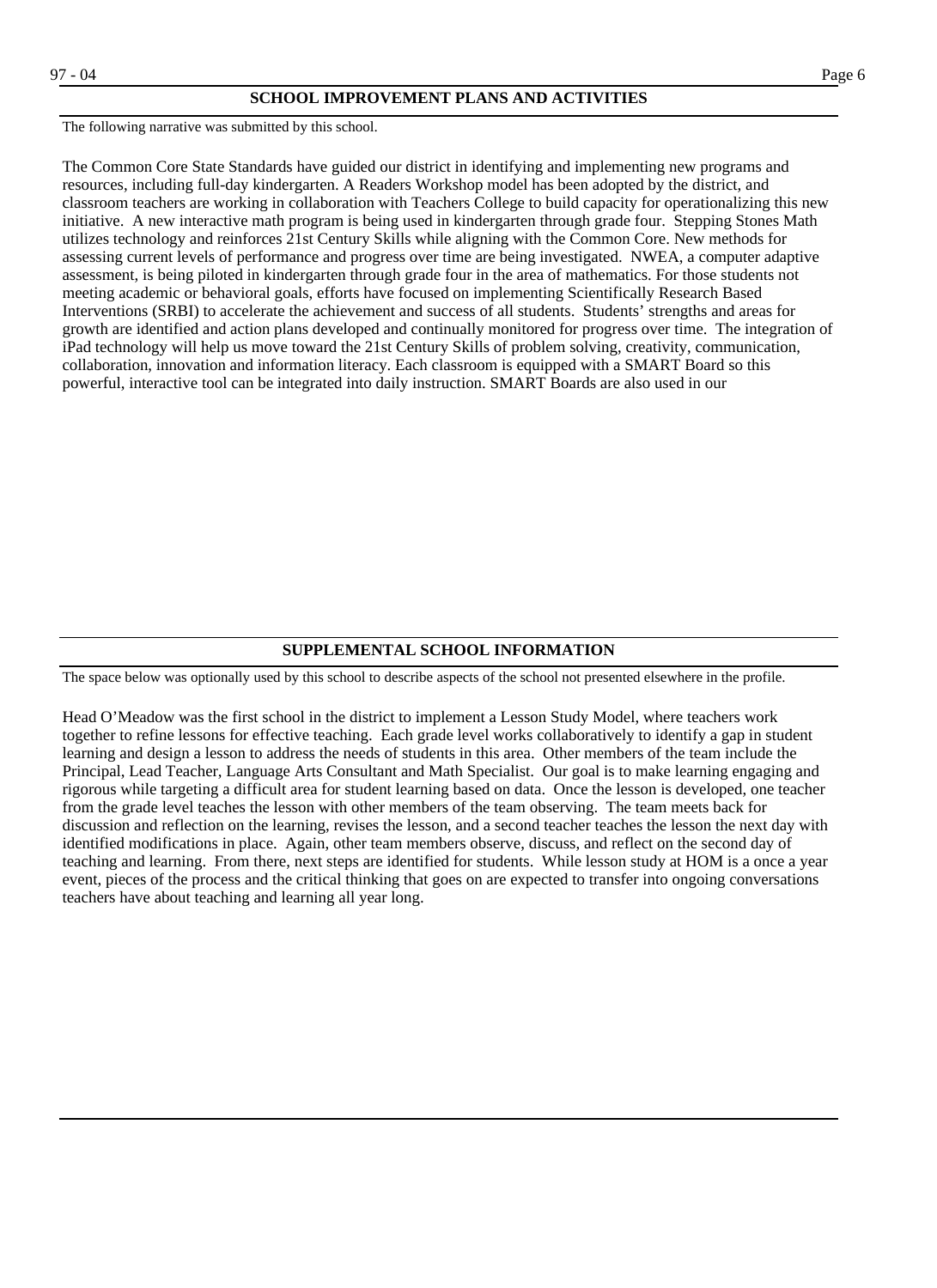## SCHOOL IMPROVEMENT PLANS AND ACTIVITIES

The following narrative was submitted by this school.

The Common Core State Standards have guided our district in identifying and implementing new programs and resources, including full-day kindergarten. A Readers Workshop model has been adopted by the district, and classroom teachers are working in collaboration with Teachers College to build capacity for operationalizing this new initiative. A new interactive math program is being used in kindergarten through grade four. Stepping Stones Math utilizes technology and reinforces 21st Century Skills while aligning with the Common Core. New methods for assessing current levels of performance and progress over time are being investigated. NWEA, a computer adaptive assessment, is being piloted in kindergarten through grade four in the area of mathematics. For those students not meeting academic or behavioral goals, efforts have focused on implementing Scientifically Research Based Interventions (SRBI) to accelerate the achievement and success of all students. Students' strengths and areas for growth are identified and action plans developed and continually monitored for progress over time. The integration of iPad technology will help us move toward the 21st Century Skills of problem solving, creativity, communication, collaboration, innovation and information literacy. Each classroom is equipped with a SMART Board so this powerful, interactive tool can be integrated into daily instruction. SMART Boards are also used in our

## SUPPLEMENTAL SCHOOL INFORMATION

The space below was optionally used by this school to describe aspects of the school not presented elsewhere in the profile.

Head O'Meadow was the first school in the district to implement a Lesson Study Model, where teachers work together to refine lessons for effective teaching. Each grade level works collaboratively to identify a gap in student learning and design a lesson to address the needs of students in this area. Other members of the team include the Principal, Lead Teacher, Language Arts Consultant and Math Specialist. Our goal is to make learning engaging and rigorous while targeting a difficult area for student learning based on data. Once the lesson is developed, one teacher from the grade level teaches the lesson with other members of the team observing. The team meets back for discussion and reflection on the learning, revises the lesson, and a second teacher teaches the lesson the next day with identified modifications in place. Again, other team members observe, discuss, and reflect on the second day of teaching and learning. From there, next steps are identified for students. While lesson study at HOM is a once a year event, pieces of the process and the critical thinking that goes on are expected to transfer into ongoing conversations teachers have about teaching and learning all year long.